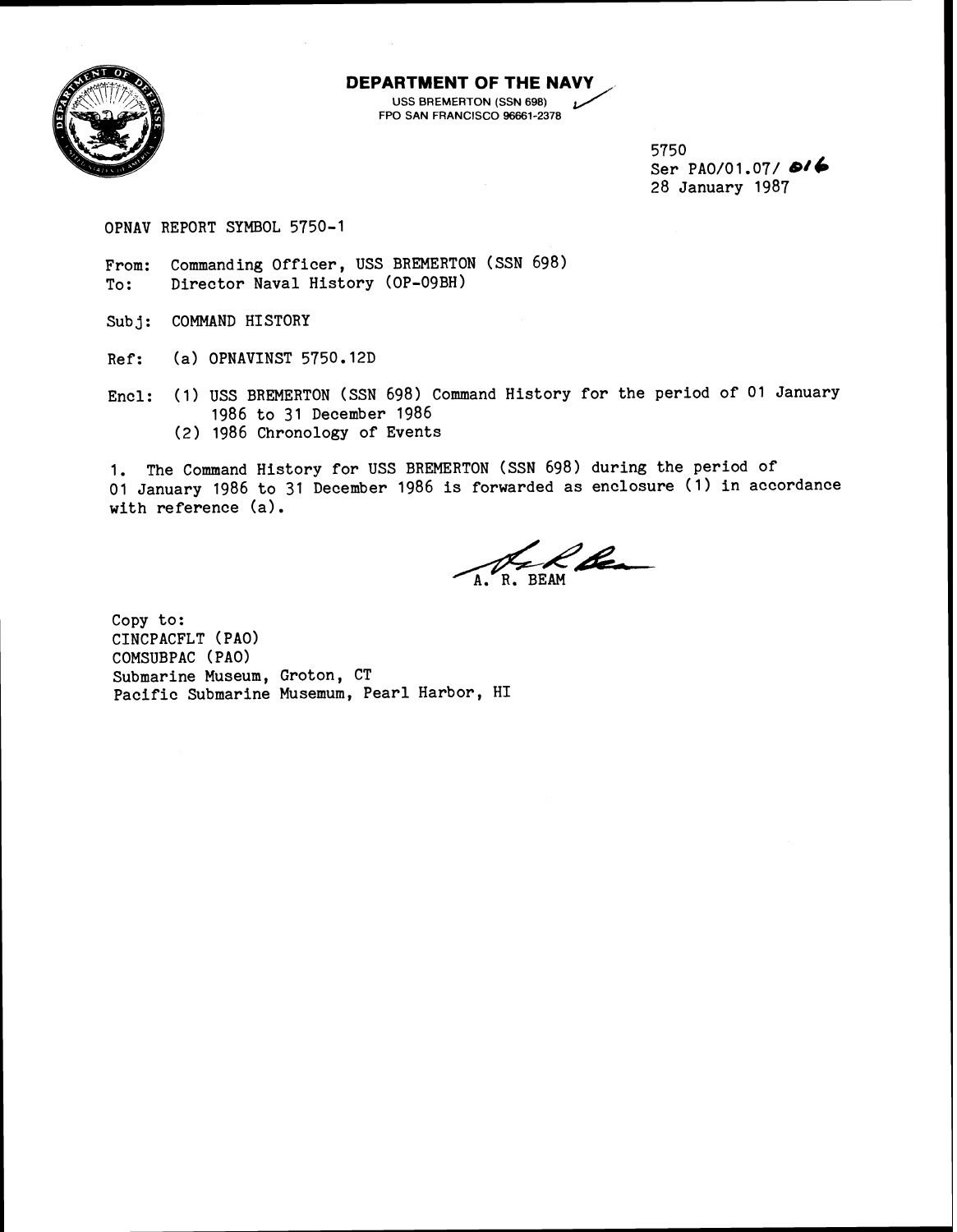**DEPARTMENT OF THE NAVY**
USS BREMERTON (SSN 698)
FPO SAN FRANCISCO 96661-2378

5750
Ser PAO/01.07/ 016
28 January 1987

OPNAV REPORT SYMBOL 5750-1

From: Commanding Officer, USS BREMERTON (SSN 698)
To: Director Naval History (OP-09BH)

Subj: COMMAND HISTORY

Ref: (a) OPNAVINST 5750.12D

Encl: (1) USS BREMERTON (SSN 698) Command History for the period of 01 January 1986 to 31 December 1986
(2) 1986 Chronology of Events

1. The Command History for USS BREMERTON (SSN 698) during the period of 01 January 1986 to 31 December 1986 is forwarded as enclosure (1) in accordance with reference (a).

A. R. BEAM

Copy to:
CINCPACFLT (PAO)
COMSUBPAC (PAO)
Submarine Museum, Groton, CT
Pacific Submarine Musemum, Pearl Harbor, HI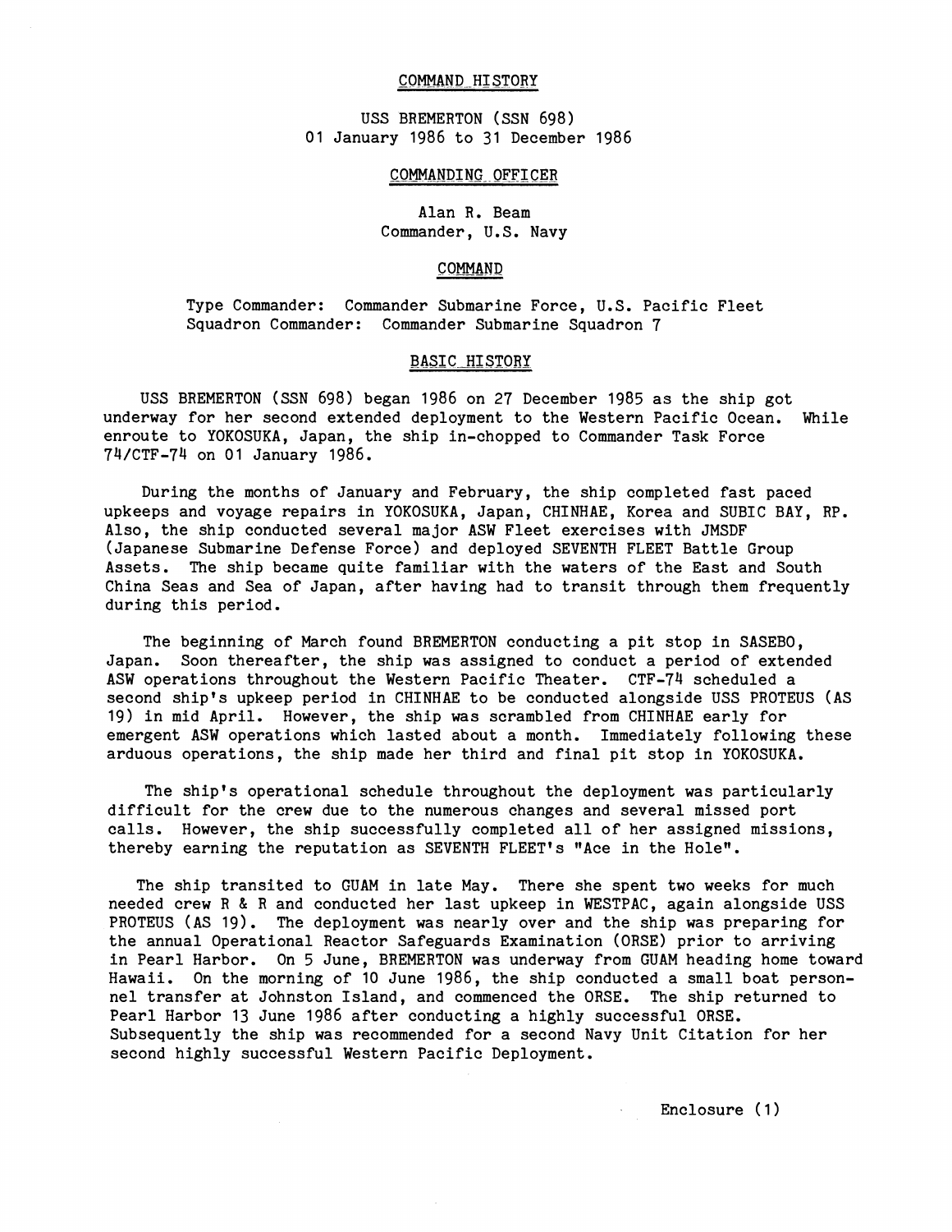# COMMAND HISTORY

USS BREMERTON (SSN 698)
01 January 1986 to 31 December 1986

## COMMANDING OFFICER

Alan R. Beam
Commander, U.S. Navy

## COMMAND

Type Commander: Commander Submarine Force, U.S. Pacific Fleet
Squadron Commander: Commander Submarine Squadron 7

## BASIC HISTORY

USS BREMERTON (SSN 698) began 1986 on 27 December 1985 as the ship got underway for her second extended deployment to the Western Pacific Ocean. While enroute to YOKOSUKA, Japan, the ship in-chopped to Commander Task Force 74/CTF-74 on 01 January 1986.

During the months of January and February, the ship completed fast paced upkeeps and voyage repairs in YOKOSUKA, Japan, CHINHAE, Korea and SUBIC BAY, RP. Also, the ship conducted several major ASW Fleet exercises with JMSDF (Japanese Submarine Defense Force) and deployed SEVENTH FLEET Battle Group Assets. The ship became quite familiar with the waters of the East and South China Seas and Sea of Japan, after having had to transit through them frequently during this period.

The beginning of March found BREMERTON conducting a pit stop in SASEBO, Japan. Soon thereafter, the ship was assigned to conduct a period of extended ASW operations throughout the Western Pacific Theater. CTF-74 scheduled a second ship's upkeep period in CHINHAE to be conducted alongside USS PROTEUS (AS 19) in mid April. However, the ship was scrambled from CHINHAE early for emergent ASW operations which lasted about a month. Immediately following these arduous operations, the ship made her third and final pit stop in YOKOSUKA.

The ship's operational schedule throughout the deployment was particularly difficult for the crew due to the numerous changes and several missed port calls. However, the ship successfully completed all of her assigned missions, thereby earning the reputation as SEVENTH FLEET's "Ace in the Hole".

The ship transited to GUAM in late May. There she spent two weeks for much needed crew R & R and conducted her last upkeep in WESTPAC, again alongside USS PROTEUS (AS 19). The deployment was nearly over and the ship was preparing for the annual Operational Reactor Safeguards Examination (ORSE) prior to arriving in Pearl Harbor. On 5 June, BREMERTON was underway from GUAM heading home toward Hawaii. On the morning of 10 June 1986, the ship conducted a small boat personnel transfer at Johnston Island, and commenced the ORSE. The ship returned to Pearl Harbor 13 June 1986 after conducting a highly successful ORSE. Subsequently the ship was recommended for a second Navy Unit Citation for her second highly successful Western Pacific Deployment.

Enclosure (1)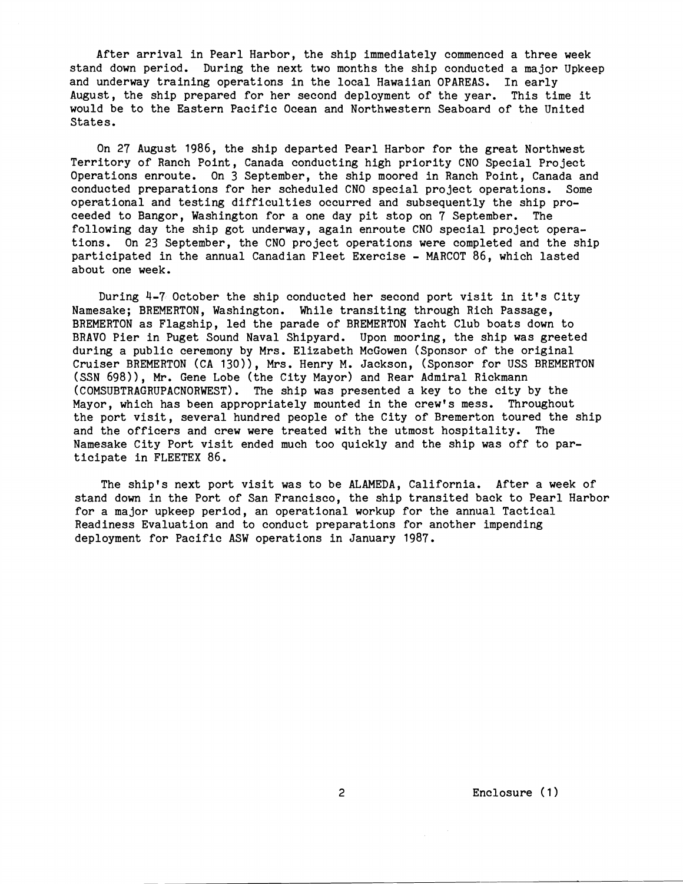After arrival in Pearl Harbor, the ship immediately commenced a three week stand down period. During the next two months the ship conducted a major Upkeep and underway training operations in the local Hawaiian OPAREAS. In early August, the ship prepared for her second deployment of the year. This time it would be to the Eastern Pacific Ocean and Northwestern Seaboard of the United States.

On 27 August 1986, the ship departed Pearl Harbor for the great Northwest Territory of Ranch Point, Canada conducting high priority CNO Special Project Operations enroute. On 3 September, the ship moored in Ranch Point, Canada and conducted preparations for her scheduled CNO special project operations. Some operational and testing difficulties occurred and subsequently the ship proceeded to Bangor, Washington for a one day pit stop on 7 September. The following day the ship got underway, again enroute CNO special project operations. On 23 September, the CNO project operations were completed and the ship participated in the annual Canadian Fleet Exercise - MARCOT 86, which lasted about one week.

During 4-7 October the ship conducted her second port visit in it's City Namesake; BREMERTON, Washington. While transiting through Rich Passage, BREMERTON as Flagship, led the parade of BREMERTON Yacht Club boats down to BRAVO Pier in Puget Sound Naval Shipyard. Upon mooring, the ship was greeted during a public ceremony by Mrs. Elizabeth McGowen (Sponsor of the original Cruiser BREMERTON (CA 130)), Mrs. Henry M. Jackson, (Sponsor for USS BREMERTON (SSN 698)), Mr. Gene Lobe (the City Mayor) and Rear Admiral Rickmann (COMSUBTRAGRUPACNORWEST). The ship was presented a key to the city by the Mayor, which has been appropriately mounted in the crew's mess. Throughout the port visit, several hundred people of the City of Bremerton toured the ship and the officers and crew were treated with the utmost hospitality. The Namesake City Port visit ended much too quickly and the ship was off to participate in FLEETEX 86.

The ship's next port visit was to be ALAMEDA, California. After a week of stand down in the Port of San Francisco, the ship transited back to Pearl Harbor for a major upkeep period, an operational workup for the annual Tactical Readiness Evaluation and to conduct preparations for another impending deployment for Pacific ASW operations in January 1987.

Enclosure (1)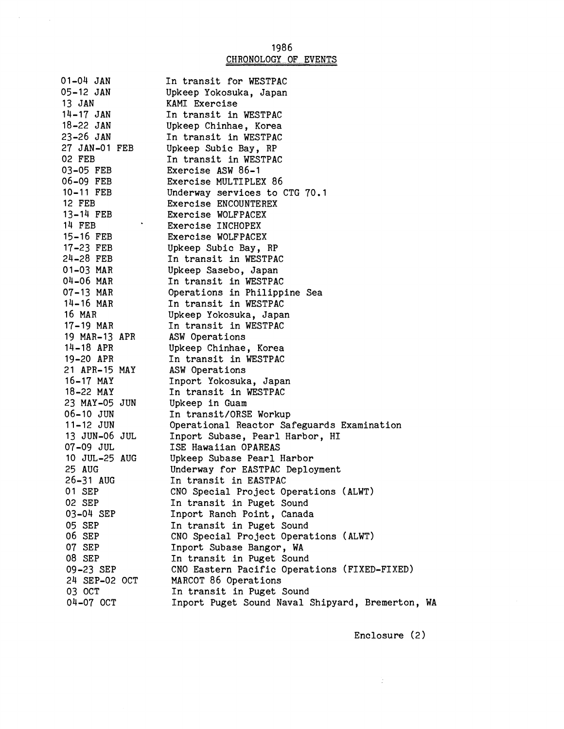# 1986
## CHRONOLOGY OF EVENTS

| | |
|---|---|
| 01-04 JAN | In transit for WESTPAC |
| 05-12 JAN | Upkeep Yokosuka, Japan |
| 13 JAN | KAMI Exercise |
| 14-17 JAN | In transit in WESTPAC |
| 18-22 JAN | Upkeep Chinhae, Korea |
| 23-26 JAN | In transit in WESTPAC |
| 27 JAN-01 FEB | Upkeep Subic Bay, RP |
| 02 FEB | In transit in WESTPAC |
| 03-05 FEB | Exercise ASW 86-1 |
| 06-09 FEB | Exercise MULTIPLEX 86 |
| 10-11 FEB | Underway services to CTG 70.1 |
| 12 FEB | Exercise ENCOUNTEREX |
| 13-14 FEB | Exercise WOLFPACEX |
| 14 FEB | Exercise INCHOPEX |
| 15-16 FEB | Exercise WOLFPACEX |
| 17-23 FEB | Upkeep Subic Bay, RP |
| 24-28 FEB | In transit in WESTPAC |
| 01-03 MAR | Upkeep Sasebo, Japan |
| 04-06 MAR | In transit in WESTPAC |
| 07-13 MAR | Operations in Philippine Sea |
| 14-16 MAR | In transit in WESTPAC |
| 16 MAR | Upkeep Yokosuka, Japan |
| 17-19 MAR | In transit in WESTPAC |
| 19 MAR-13 APR | ASW Operations |
| 14-18 APR | Upkeep Chinhae, Korea |
| 19-20 APR | In transit in WESTPAC |
| 21 APR-15 MAY | ASW Operations |
| 16-17 MAY | Inport Yokosuka, Japan |
| 18-22 MAY | In transit in WESTPAC |
| 23 MAY-05 JUN | Upkeep in Guam |
| 06-10 JUN | In transit/ORSE Workup |
| 11-12 JUN | Operational Reactor Safeguards Examination |
| 13 JUN-06 JUL | Inport Subase, Pearl Harbor, HI |
| 07-09 JUL | ISE Hawaiian OPAREAS |
| 10 JUL-25 AUG | Upkeep Subase Pearl Harbor |
| 25 AUG | Underway for EASTPAC Deployment |
| 26-31 AUG | In transit in EASTPAC |
| 01 SEP | CNO Special Project Operations (ALWT) |
| 02 SEP | In transit in Puget Sound |
| 03-04 SEP | Inport Ranch Point, Canada |
| 05 SEP | In transit in Puget Sound |
| 06 SEP | CNO Special Project Operations (ALWT) |
| 07 SEP | Inport Subase Bangor, WA |
| 08 SEP | In transit in Puget Sound |
| 09-23 SEP | CNO Eastern Pacific Operations (FIXED-FIXED) |
| 24 SEP-02 OCT | MARCOT 86 Operations |
| 03 OCT | In transit in Puget Sound |
| 04-07 OCT | Inport Puget Sound Naval Shipyard, Bremerton, WA |

Enclosure (2)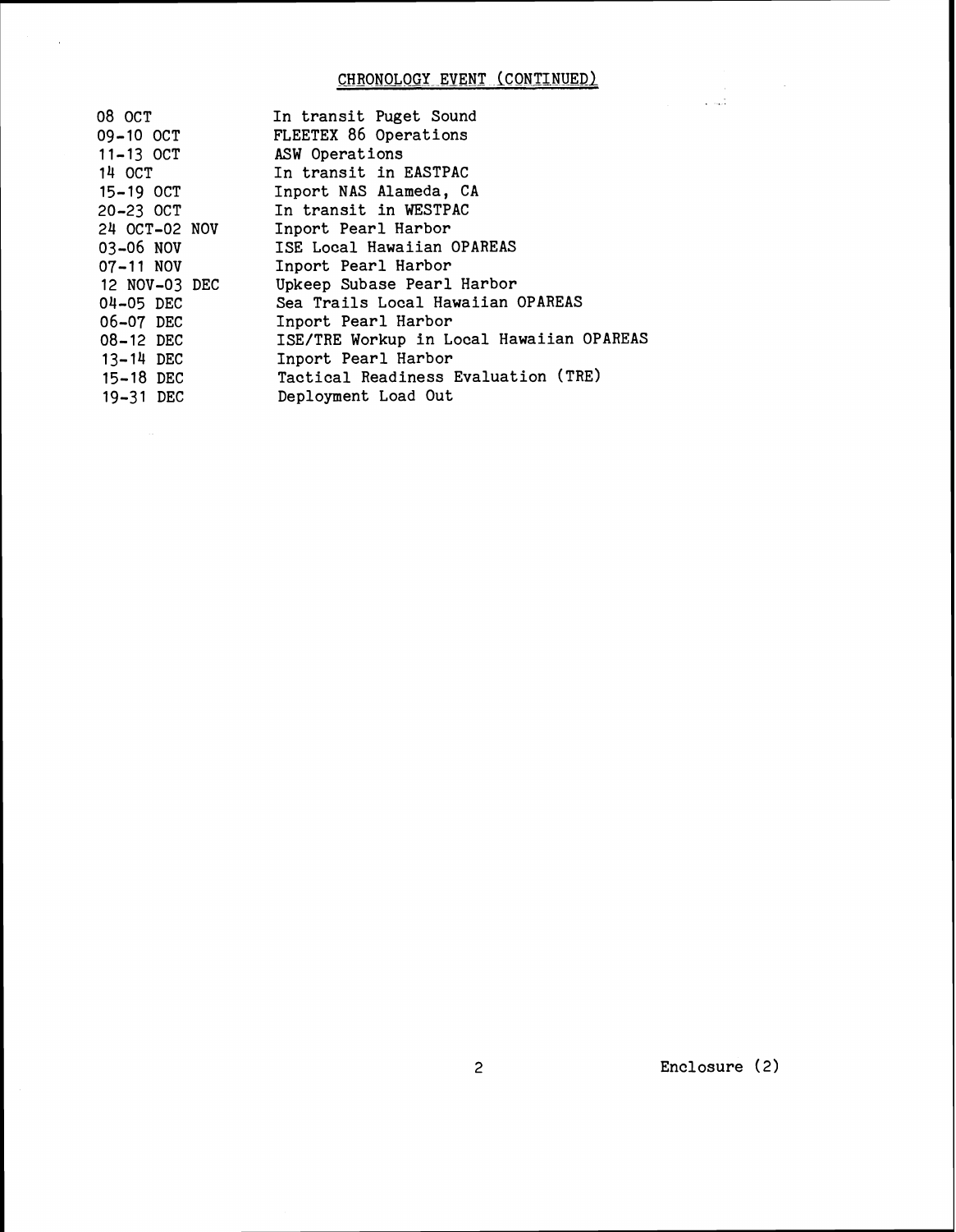## CHRONOLOGY EVENT (CONTINUED)

| | |
|---|---|
| 08 OCT | In transit Puget Sound |
| 09-10 OCT | FLEETEX 86 Operations |
| 11-13 OCT | ASW Operations |
| 14 OCT | In transit in EASTPAC |
| 15-19 OCT | Inport NAS Alameda, CA |
| 20-23 OCT | In transit in WESTPAC |
| 24 OCT-02 NOV | Inport Pearl Harbor |
| 03-06 NOV | ISE Local Hawaiian OPAREAS |
| 07-11 NOV | Inport Pearl Harbor |
| 12 NOV-03 DEC | Upkeep Subase Pearl Harbor |
| 04-05 DEC | Sea Trails Local Hawaiian OPAREAS |
| 06-07 DEC | Inport Pearl Harbor |
| 08-12 DEC | ISE/TRE Workup in Local Hawaiian OPAREAS |
| 13-14 DEC | Inport Pearl Harbor |
| 15-18 DEC | Tactical Readiness Evaluation (TRE) |
| 19-31 DEC | Deployment Load Out |

Enclosure (2)